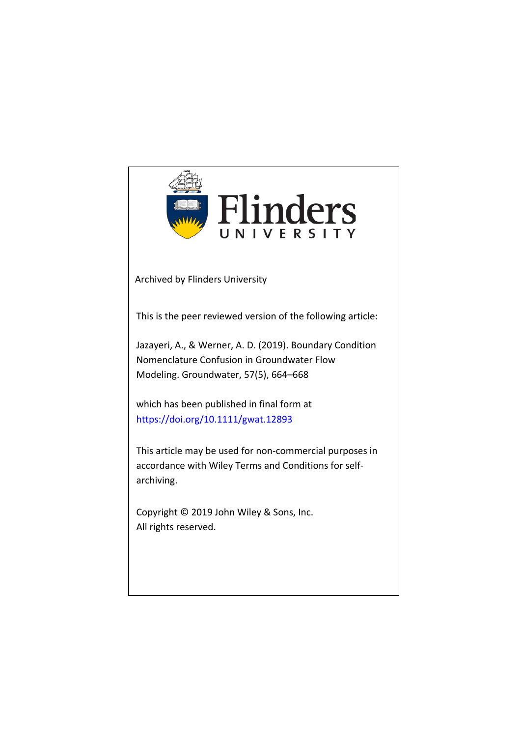Flinders
UNIVERSITY

Archived by Flinders University

This is the peer reviewed version of the following article:

Jazayeri, A., & Werner, A. D. (2019). Boundary Condition Nomenclature Confusion in Groundwater Flow Modeling. Groundwater, 57(5), 664–668

which has been published in final form at
https://doi.org/10.1111/gwat.12893

This article may be used for non-commercial purposes in accordance with Wiley Terms and Conditions for self-archiving.

Copyright © 2019 John Wiley & Sons, Inc.
All rights reserved.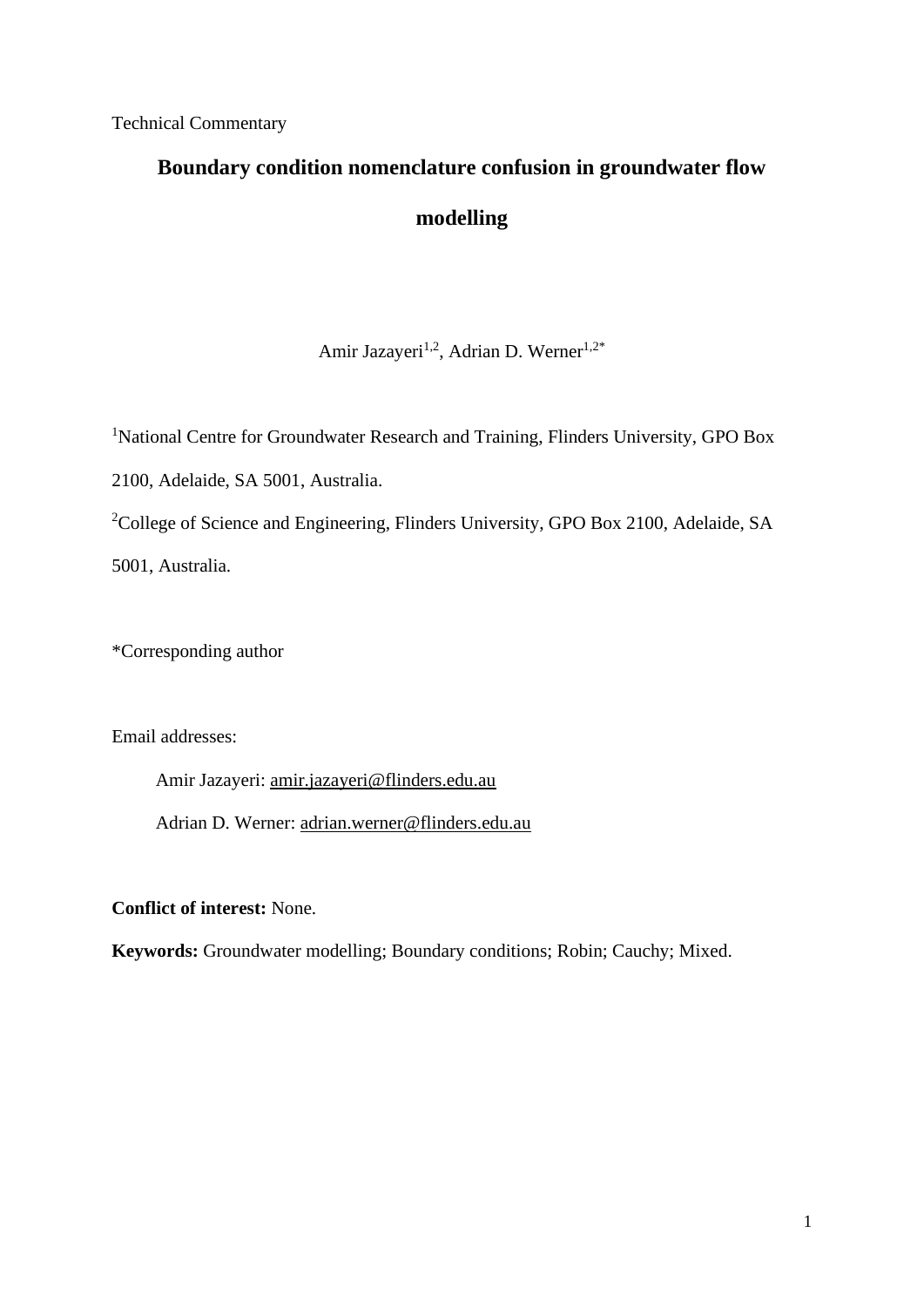Technical Commentary

# Boundary condition nomenclature confusion in groundwater flow modelling

Amir Jazayeri[1,2], Adrian D. Werner[1,2*]

[1]National Centre for Groundwater Research and Training, Flinders University, GPO Box 2100, Adelaide, SA 5001, Australia.

[2]College of Science and Engineering, Flinders University, GPO Box 2100, Adelaide, SA 5001, Australia.

*Corresponding author

Email addresses:

Amir Jazayeri: amir.jazayeri@flinders.edu.au

Adrian D. Werner: adrian.werner@flinders.edu.au

**Conflict of interest:** None.

**Keywords:** Groundwater modelling; Boundary conditions; Robin; Cauchy; Mixed.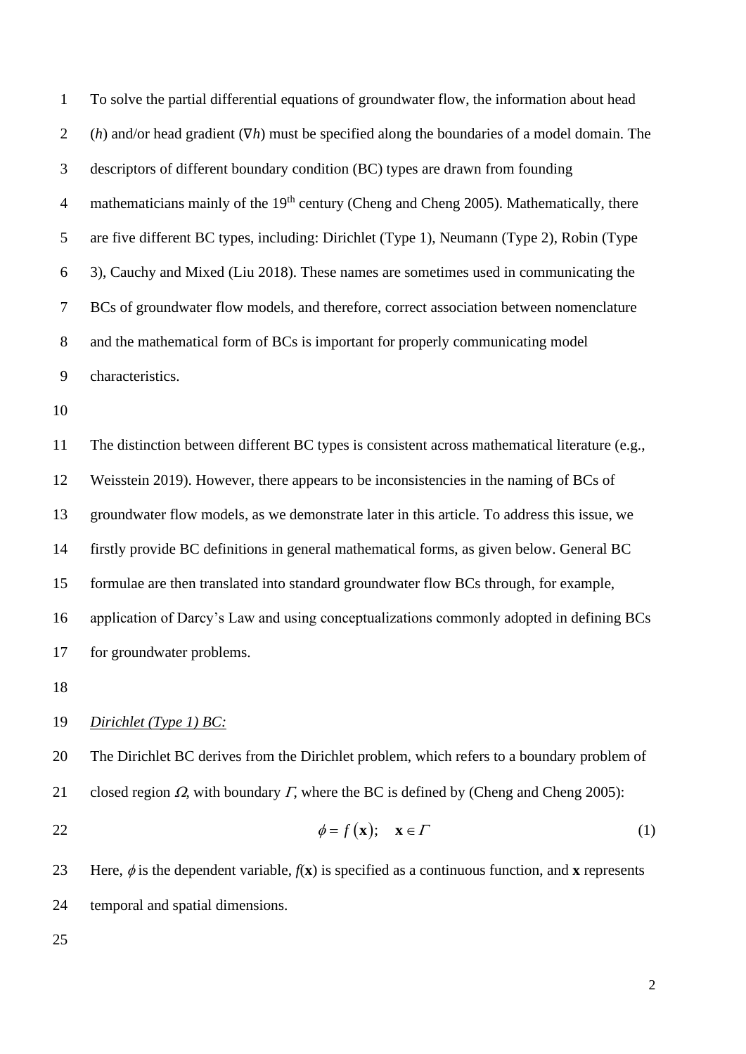To solve the partial differential equations of groundwater flow, the information about head ($h$) and/or head gradient ($\nabla h$) must be specified along the boundaries of a model domain. The descriptors of different boundary condition (BC) types are drawn from founding mathematicians mainly of the 19th century (Cheng and Cheng 2005). Mathematically, there are five different BC types, including: Dirichlet (Type 1), Neumann (Type 2), Robin (Type 3), Cauchy and Mixed (Liu 2018). These names are sometimes used in communicating the BCs of groundwater flow models, and therefore, correct association between nomenclature and the mathematical form of BCs is important for properly communicating model characteristics.

The distinction between different BC types is consistent across mathematical literature (e.g., Weisstein 2019). However, there appears to be inconsistencies in the naming of BCs of groundwater flow models, as we demonstrate later in this article. To address this issue, we firstly provide BC definitions in general mathematical forms, as given below. General BC formulae are then translated into standard groundwater flow BCs through, for example, application of Darcy's Law and using conceptualizations commonly adopted in defining BCs for groundwater problems.

*Dirichlet (Type 1) BC:*

The Dirichlet BC derives from the Dirichlet problem, which refers to a boundary problem of closed region $\Omega$, with boundary $\Gamma$, where the BC is defined by (Cheng and Cheng 2005):

$$\phi = f\left(\mathbf{x}\right); \quad \mathbf{x} \in \Gamma \tag{1}$$

Here, $\phi$ is the dependent variable, $f(\mathbf{x})$ is specified as a continuous function, and $\mathbf{x}$ represents temporal and spatial dimensions.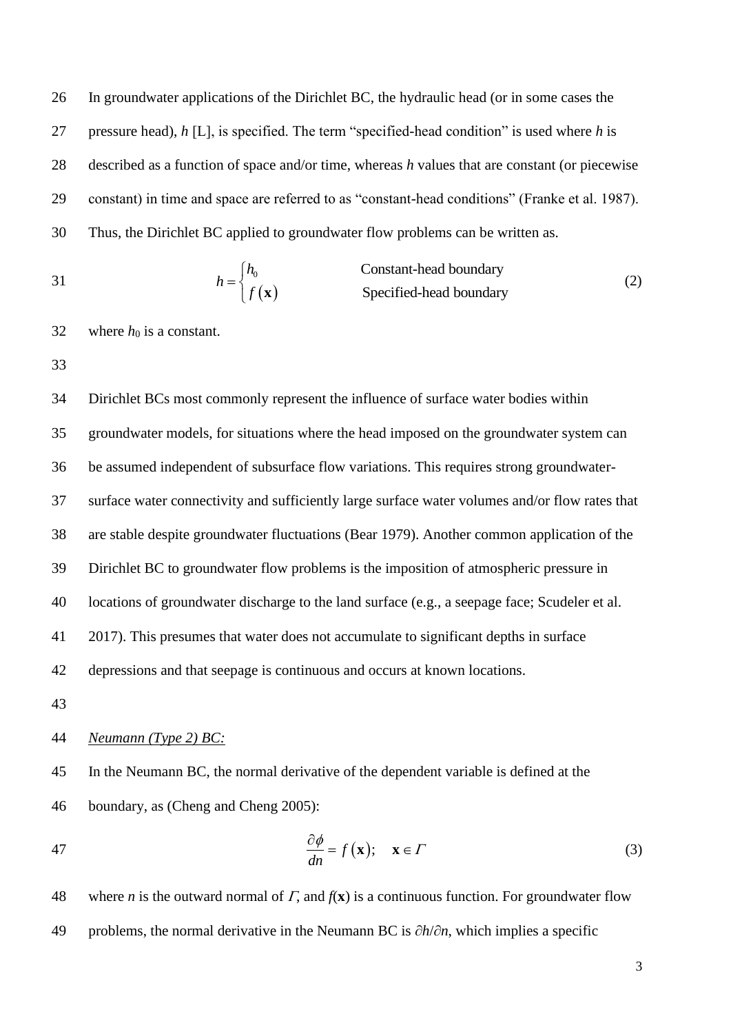In groundwater applications of the Dirichlet BC, the hydraulic head (or in some cases the pressure head), $h$ [L], is specified. The term "specified-head condition" is used where $h$ is described as a function of space and/or time, whereas $h$ values that are constant (or piecewise constant) in time and space are referred to as "constant-head conditions" (Franke et al. 1987). Thus, the Dirichlet BC applied to groundwater flow problems can be written as.

$$h = \begin{cases} h_0 & \text{Constant-head boundary} \\ f(\mathbf{x}) & \text{Specified-head boundary} \end{cases} \tag{2}$$

where $h_0$ is a constant.

Dirichlet BCs most commonly represent the influence of surface water bodies within groundwater models, for situations where the head imposed on the groundwater system can be assumed independent of subsurface flow variations. This requires strong groundwater-surface water connectivity and sufficiently large surface water volumes and/or flow rates that are stable despite groundwater fluctuations (Bear 1979). Another common application of the Dirichlet BC to groundwater flow problems is the imposition of atmospheric pressure in locations of groundwater discharge to the land surface (e.g., a seepage face; Scudeler et al. 2017). This presumes that water does not accumulate to significant depths in surface depressions and that seepage is continuous and occurs at known locations.

*Neumann (Type 2) BC:*

In the Neumann BC, the normal derivative of the dependent variable is defined at the boundary, as (Cheng and Cheng 2005):

$$\frac{\partial \phi}{dn} = f(\mathbf{x}); \quad \mathbf{x} \in \Gamma \tag{3}$$

where $n$ is the outward normal of $\Gamma$, and $f(\mathbf{x})$ is a continuous function. For groundwater flow problems, the normal derivative in the Neumann BC is $\partial h/\partial n$, which implies a specific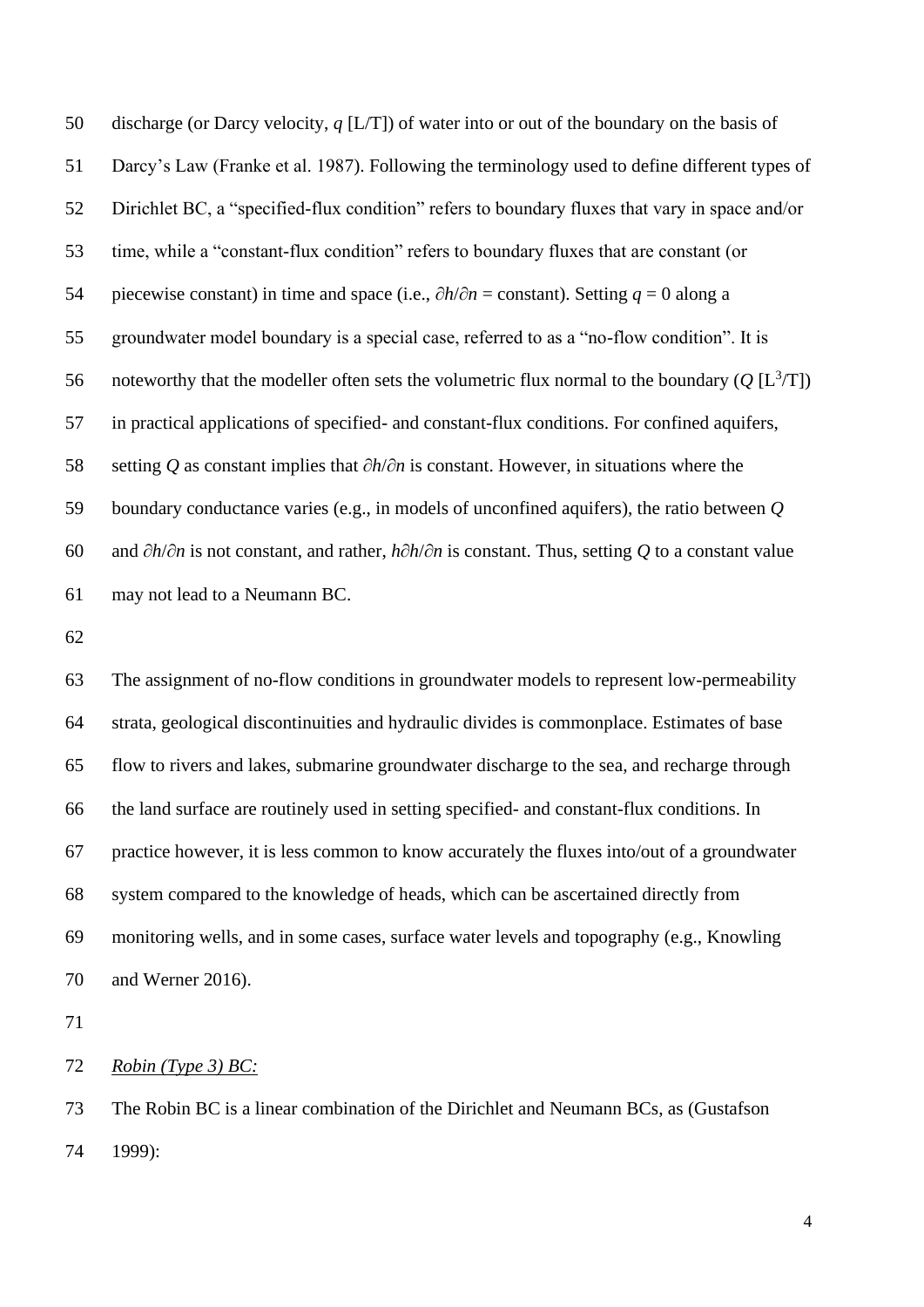discharge (or Darcy velocity, $q$ [L/T]) of water into or out of the boundary on the basis of Darcy's Law (Franke et al. 1987). Following the terminology used to define different types of Dirichlet BC, a "specified-flux condition" refers to boundary fluxes that vary in space and/or time, while a "constant-flux condition" refers to boundary fluxes that are constant (or piecewise constant) in time and space (i.e., $\partial h/\partial n$ = constant). Setting $q = 0$ along a groundwater model boundary is a special case, referred to as a "no-flow condition". It is noteworthy that the modeller often sets the volumetric flux normal to the boundary ($Q$ [L$^3$/T]) in practical applications of specified- and constant-flux conditions. For confined aquifers, setting $Q$ as constant implies that $\partial h/\partial n$ is constant. However, in situations where the boundary conductance varies (e.g., in models of unconfined aquifers), the ratio between $Q$ and $\partial h/\partial n$ is not constant, and rather, $h\partial h/\partial n$ is constant. Thus, setting $Q$ to a constant value may not lead to a Neumann BC.

The assignment of no-flow conditions in groundwater models to represent low-permeability strata, geological discontinuities and hydraulic divides is commonplace. Estimates of base flow to rivers and lakes, submarine groundwater discharge to the sea, and recharge through the land surface are routinely used in setting specified- and constant-flux conditions. In practice however, it is less common to know accurately the fluxes into/out of a groundwater system compared to the knowledge of heads, which can be ascertained directly from monitoring wells, and in some cases, surface water levels and topography (e.g., Knowling and Werner 2016).

*Robin (Type 3) BC:*

The Robin BC is a linear combination of the Dirichlet and Neumann BCs, as (Gustafson 1999):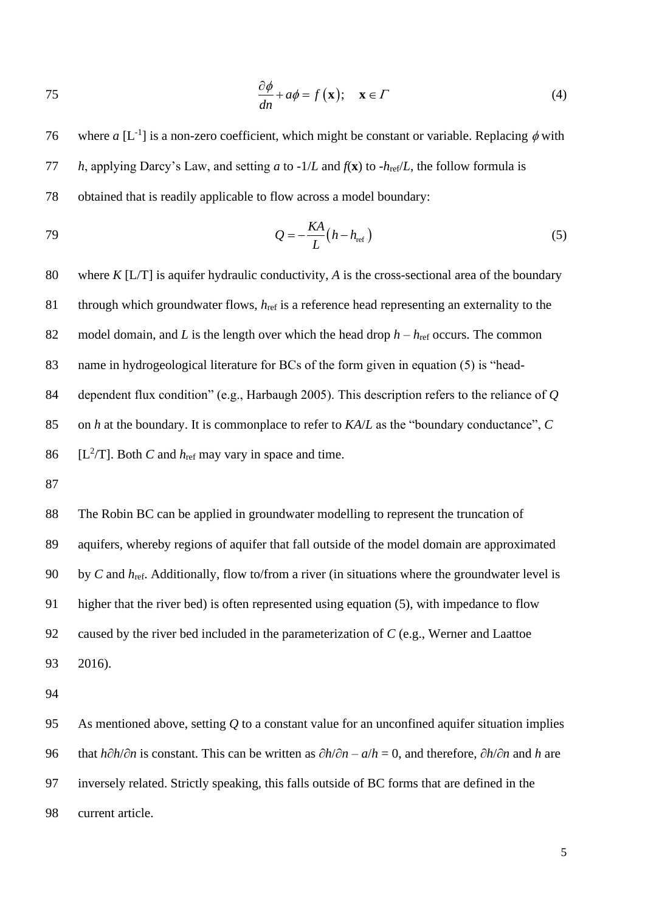$$\frac{\partial \phi}{dn} + a\phi = f(\mathbf{x}); \quad \mathbf{x} \in \Gamma \tag{4}$$

where $a$ [$L^{-1}$] is a non-zero coefficient, which might be constant or variable. Replacing $\phi$ with $h$, applying Darcy's Law, and setting $a$ to $-1/L$ and $f(\mathbf{x})$ to $-h_{\mathrm{ref}}/L$, the follow formula is obtained that is readily applicable to flow across a model boundary:

$$Q = -\frac{KA}{L}\left(h - h_{\mathrm{ref}}\right) \tag{5}$$

where $K$ [L/T] is aquifer hydraulic conductivity, $A$ is the cross-sectional area of the boundary through which groundwater flows, $h_{\mathrm{ref}}$ is a reference head representing an externality to the model domain, and $L$ is the length over which the head drop $h - h_{\mathrm{ref}}$ occurs. The common name in hydrogeological literature for BCs of the form given in equation (5) is "head-dependent flux condition" (e.g., Harbaugh 2005). This description refers to the reliance of $Q$ on $h$ at the boundary. It is commonplace to refer to $KA/L$ as the "boundary conductance", $C$ [$L^2$/T]. Both $C$ and $h_{\mathrm{ref}}$ may vary in space and time.

The Robin BC can be applied in groundwater modelling to represent the truncation of aquifers, whereby regions of aquifer that fall outside of the model domain are approximated by $C$ and $h_{\mathrm{ref}}$. Additionally, flow to/from a river (in situations where the groundwater level is higher that the river bed) is often represented using equation (5), with impedance to flow caused by the river bed included in the parameterization of $C$ (e.g., Werner and Laattoe 2016).

As mentioned above, setting $Q$ to a constant value for an unconfined aquifer situation implies that $h\partial h/\partial n$ is constant. This can be written as $\partial h/\partial n - a/h = 0$, and therefore, $\partial h/\partial n$ and $h$ are inversely related. Strictly speaking, this falls outside of BC forms that are defined in the current article.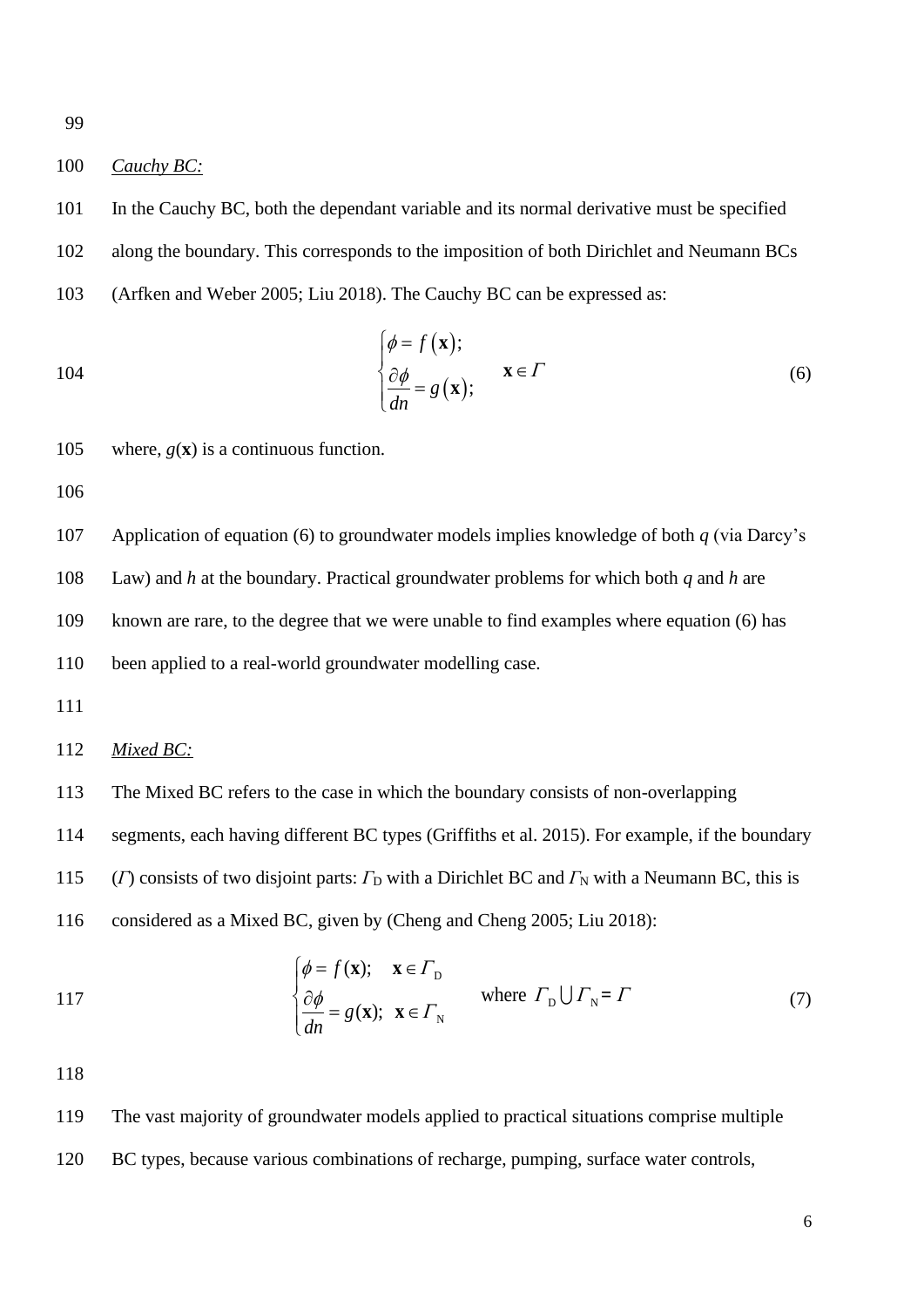*Cauchy BC:*

In the Cauchy BC, both the dependant variable and its normal derivative must be specified along the boundary. This corresponds to the imposition of both Dirichlet and Neumann BCs (Arfken and Weber 2005; Liu 2018). The Cauchy BC can be expressed as:

$$\begin{cases} \phi = f(\mathbf{x}); \\ \dfrac{\partial \phi}{dn} = g(\mathbf{x}); \end{cases} \quad \mathbf{x} \in \Gamma \tag{6}$$

where, $g(\mathbf{x})$ is a continuous function.

Application of equation (6) to groundwater models implies knowledge of both $q$ (via Darcy's Law) and $h$ at the boundary. Practical groundwater problems for which both $q$ and $h$ are known are rare, to the degree that we were unable to find examples where equation (6) has been applied to a real-world groundwater modelling case.

*Mixed BC:*

The Mixed BC refers to the case in which the boundary consists of non-overlapping segments, each having different BC types (Griffiths et al. 2015). For example, if the boundary ($\Gamma$) consists of two disjoint parts: $\Gamma_D$ with a Dirichlet BC and $\Gamma_N$ with a Neumann BC, this is considered as a Mixed BC, given by (Cheng and Cheng 2005; Liu 2018):

$$\begin{cases} \phi = f(\mathbf{x}); & \mathbf{x} \in \Gamma_D \\ \dfrac{\partial \phi}{dn} = g(\mathbf{x}); & \mathbf{x} \in \Gamma_N \end{cases} \quad \text{where } \Gamma_D \bigcup \Gamma_N = \Gamma \tag{7}$$

The vast majority of groundwater models applied to practical situations comprise multiple BC types, because various combinations of recharge, pumping, surface water controls,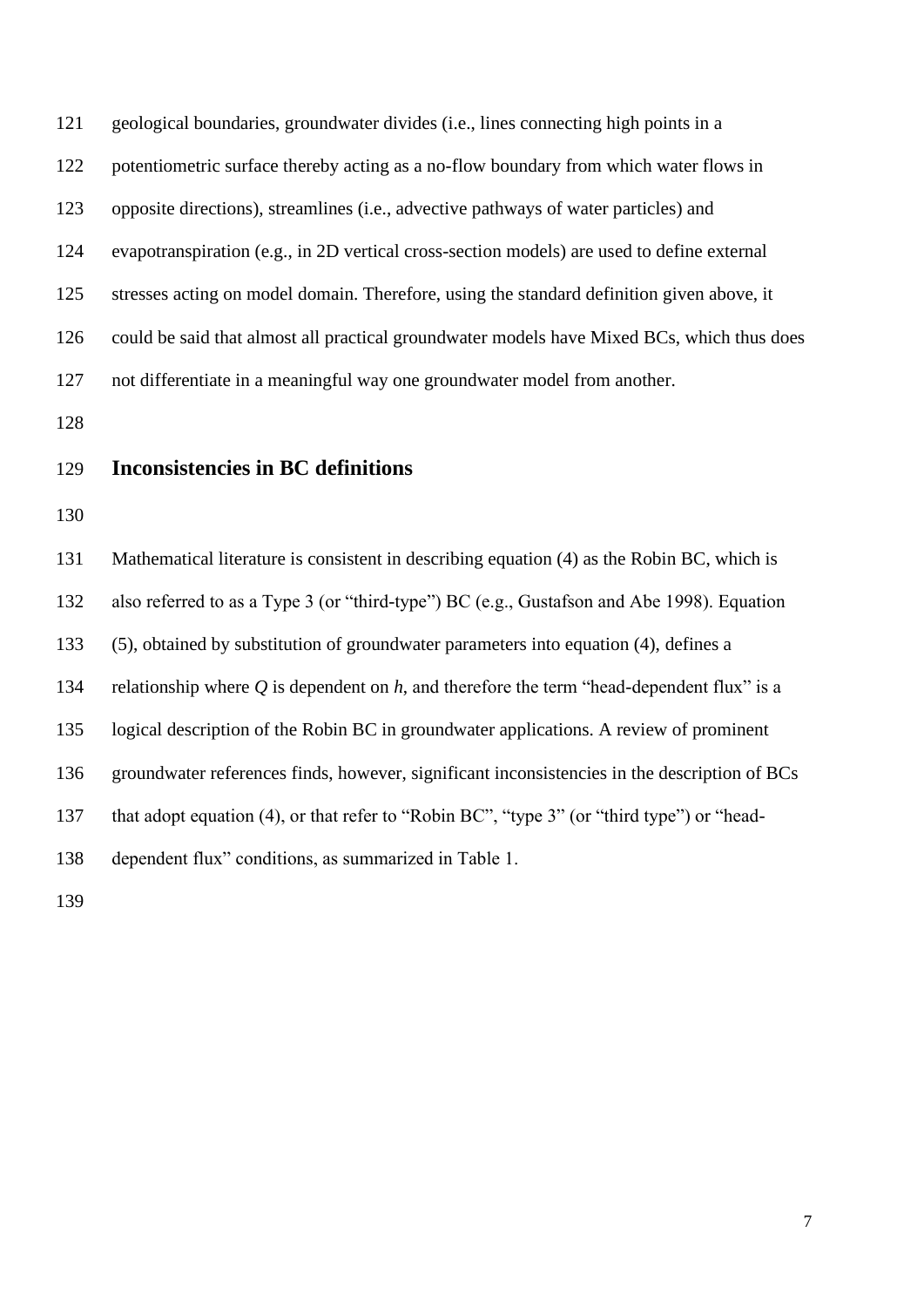geological boundaries, groundwater divides (i.e., lines connecting high points in a potentiometric surface thereby acting as a no-flow boundary from which water flows in opposite directions), streamlines (i.e., advective pathways of water particles) and evapotranspiration (e.g., in 2D vertical cross-section models) are used to define external stresses acting on model domain. Therefore, using the standard definition given above, it could be said that almost all practical groundwater models have Mixed BCs, which thus does not differentiate in a meaningful way one groundwater model from another.

## Inconsistencies in BC definitions

Mathematical literature is consistent in describing equation (4) as the Robin BC, which is also referred to as a Type 3 (or "third-type") BC (e.g., Gustafson and Abe 1998). Equation (5), obtained by substitution of groundwater parameters into equation (4), defines a relationship where $Q$ is dependent on $h$, and therefore the term "head-dependent flux" is a logical description of the Robin BC in groundwater applications. A review of prominent groundwater references finds, however, significant inconsistencies in the description of BCs that adopt equation (4), or that refer to "Robin BC", "type 3" (or "third type") or "head-dependent flux" conditions, as summarized in Table 1.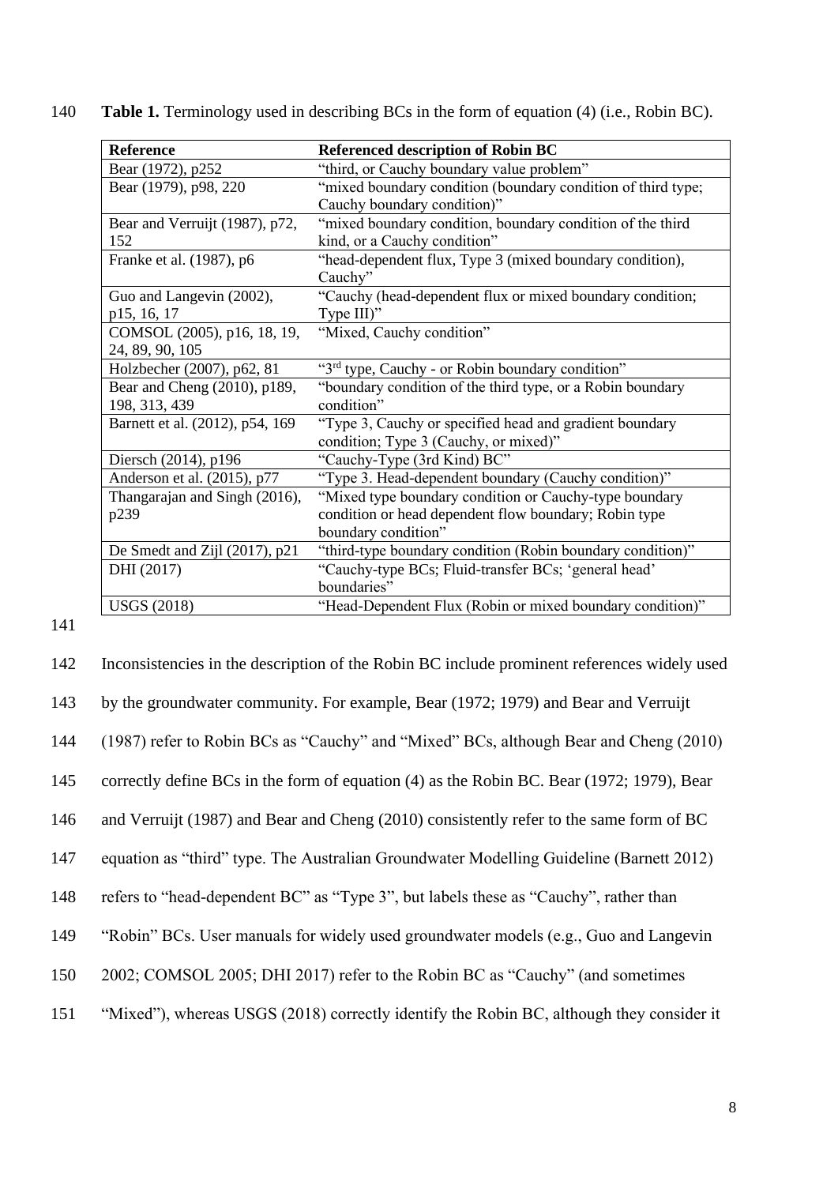**Table 1.** Terminology used in describing BCs in the form of equation (4) (i.e., Robin BC).

| Reference | Referenced description of Robin BC |
|---|---|
| Bear (1972), p252 | "third, or Cauchy boundary value problem" |
| Bear (1979), p98, 220 | "mixed boundary condition (boundary condition of third type; Cauchy boundary condition)" |
| Bear and Verruijt (1987), p72, 152 | "mixed boundary condition, boundary condition of the third kind, or a Cauchy condition" |
| Franke et al. (1987), p6 | "head-dependent flux, Type 3 (mixed boundary condition), Cauchy" |
| Guo and Langevin (2002), p15, 16, 17 | "Cauchy (head-dependent flux or mixed boundary condition; Type III)" |
| COMSOL (2005), p16, 18, 19, 24, 89, 90, 105 | "Mixed, Cauchy condition" |
| Holzbecher (2007), p62, 81 | "3rd type, Cauchy - or Robin boundary condition" |
| Bear and Cheng (2010), p189, 198, 313, 439 | "boundary condition of the third type, or a Robin boundary condition" |
| Barnett et al. (2012), p54, 169 | "Type 3, Cauchy or specified head and gradient boundary condition; Type 3 (Cauchy, or mixed)" |
| Diersch (2014), p196 | "Cauchy-Type (3rd Kind) BC" |
| Anderson et al. (2015), p77 | "Type 3. Head-dependent boundary (Cauchy condition)" |
| Thangarajan and Singh (2016), p239 | "Mixed type boundary condition or Cauchy-type boundary condition or head dependent flow boundary; Robin type boundary condition" |
| De Smedt and Zijl (2017), p21 | "third-type boundary condition (Robin boundary condition)" |
| DHI (2017) | "Cauchy-type BCs; Fluid-transfer BCs; 'general head' boundaries" |
| USGS (2018) | "Head-Dependent Flux (Robin or mixed boundary condition)" |

Inconsistencies in the description of the Robin BC include prominent references widely used by the groundwater community. For example, Bear (1972; 1979) and Bear and Verruijt (1987) refer to Robin BCs as "Cauchy" and "Mixed" BCs, although Bear and Cheng (2010) correctly define BCs in the form of equation (4) as the Robin BC. Bear (1972; 1979), Bear and Verruijt (1987) and Bear and Cheng (2010) consistently refer to the same form of BC equation as "third" type. The Australian Groundwater Modelling Guideline (Barnett 2012) refers to "head-dependent BC" as "Type 3", but labels these as "Cauchy", rather than "Robin" BCs. User manuals for widely used groundwater models (e.g., Guo and Langevin 2002; COMSOL 2005; DHI 2017) refer to the Robin BC as "Cauchy" (and sometimes "Mixed"), whereas USGS (2018) correctly identify the Robin BC, although they consider it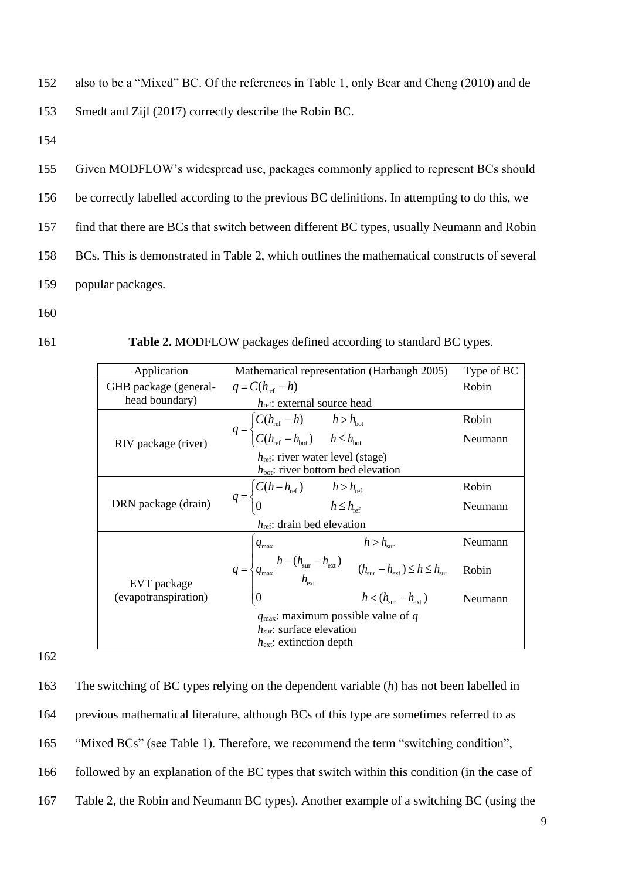also to be a "Mixed" BC. Of the references in Table 1, only Bear and Cheng (2010) and de Smedt and Zijl (2017) correctly describe the Robin BC.

Given MODFLOW's widespread use, packages commonly applied to represent BCs should be correctly labelled according to the previous BC definitions. In attempting to do this, we find that there are BCs that switch between different BC types, usually Neumann and Robin BCs. This is demonstrated in Table 2, which outlines the mathematical constructs of several popular packages.

**Table 2.** MODFLOW packages defined according to standard BC types.

| Application | Mathematical representation (Harbaugh 2005) | Type of BC |
|---|---|---|
| GHB package (general-head boundary) | $q = C(h_{\text{ref}} - h)$ <br> $h_{\text{ref}}$: external source head | Robin |
| RIV package (river) | $q = C(h_{\text{ref}} - h) \quad h > h_{\text{bot}}$ | Robin |
| | $q = C(h_{\text{ref}} - h_{\text{bot}}) \quad h \le h_{\text{bot}}$ <br> $h_{\text{ref}}$: river water level (stage) <br> $h_{\text{bot}}$: river bottom bed elevation | Neumann |
| DRN package (drain) | $q = C(h - h_{\text{ref}}) \quad h > h_{\text{ref}}$ | Robin |
| | $q = 0 \quad h \le h_{\text{ref}}$ <br> $h_{\text{ref}}$: drain bed elevation | Neumann |
| EVT package (evapotranspiration) | $q = q_{\max} \quad h > h_{\text{sur}}$ | Neumann |
| | $q = q_{\max} \dfrac{h - (h_{\text{sur}} - h_{\text{ext}})}{h_{\text{ext}}} \quad (h_{\text{sur}} - h_{\text{ext}}) \le h \le h_{\text{sur}}$ | Robin |
| | $q = 0 \quad h < (h_{\text{sur}} - h_{\text{ext}})$ <br> $q_{\max}$: maximum possible value of $q$ <br> $h_{\text{sur}}$: surface elevation <br> $h_{\text{ext}}$: extinction depth | Neumann |

The switching of BC types relying on the dependent variable ($h$) has not been labelled in previous mathematical literature, although BCs of this type are sometimes referred to as "Mixed BCs" (see Table 1). Therefore, we recommend the term "switching condition", followed by an explanation of the BC types that switch within this condition (in the case of Table 2, the Robin and Neumann BC types). Another example of a switching BC (using the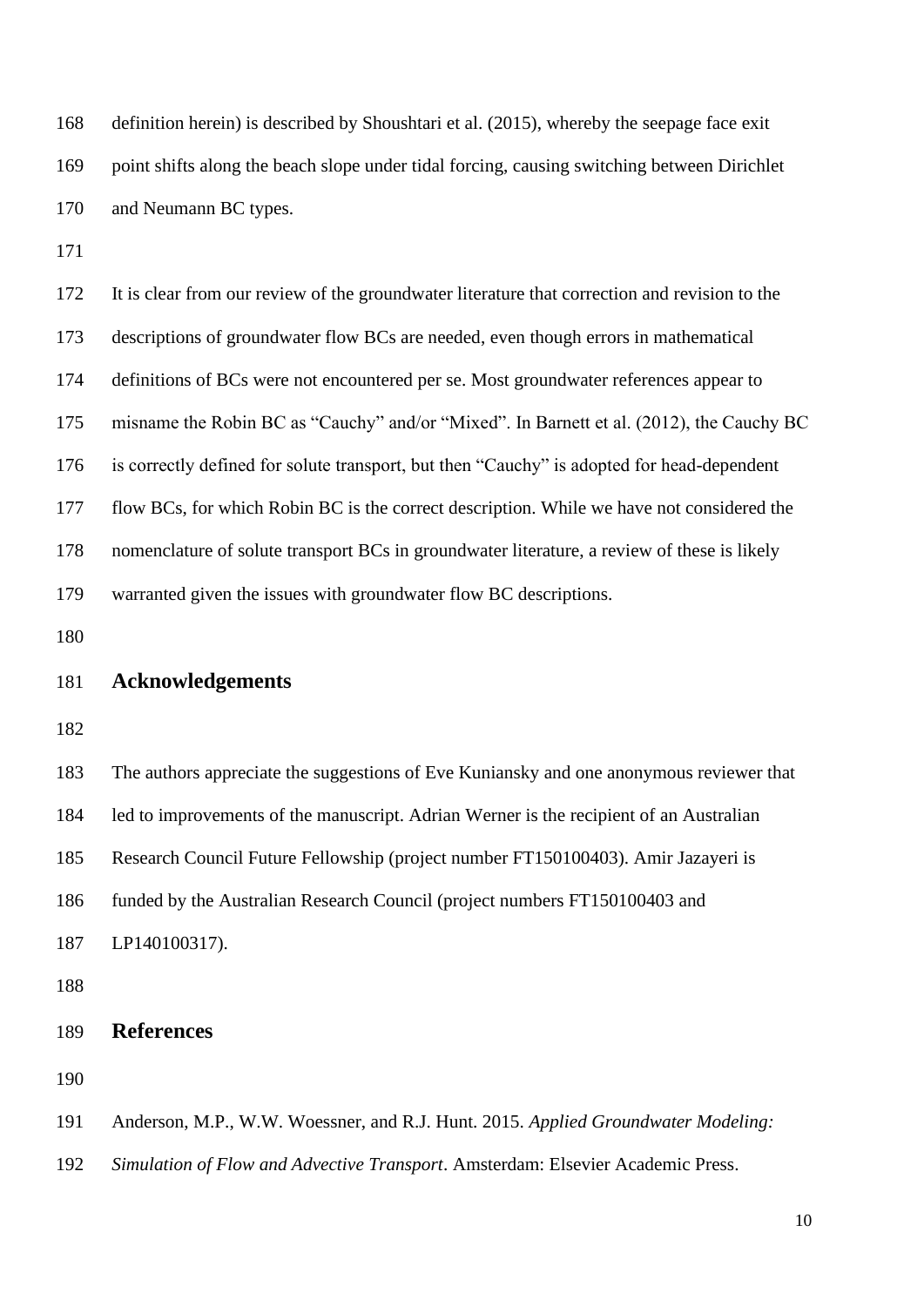definition herein) is described by Shoushtari et al. (2015), whereby the seepage face exit point shifts along the beach slope under tidal forcing, causing switching between Dirichlet and Neumann BC types.

It is clear from our review of the groundwater literature that correction and revision to the descriptions of groundwater flow BCs are needed, even though errors in mathematical definitions of BCs were not encountered per se. Most groundwater references appear to misname the Robin BC as "Cauchy" and/or "Mixed". In Barnett et al. (2012), the Cauchy BC is correctly defined for solute transport, but then "Cauchy" is adopted for head-dependent flow BCs, for which Robin BC is the correct description. While we have not considered the nomenclature of solute transport BCs in groundwater literature, a review of these is likely warranted given the issues with groundwater flow BC descriptions.

## Acknowledgements

The authors appreciate the suggestions of Eve Kuniansky and one anonymous reviewer that led to improvements of the manuscript. Adrian Werner is the recipient of an Australian Research Council Future Fellowship (project number FT150100403). Amir Jazayeri is funded by the Australian Research Council (project numbers FT150100403 and LP140100317).

## References

Anderson, M.P., W.W. Woessner, and R.J. Hunt. 2015. *Applied Groundwater Modeling: Simulation of Flow and Advective Transport*. Amsterdam: Elsevier Academic Press.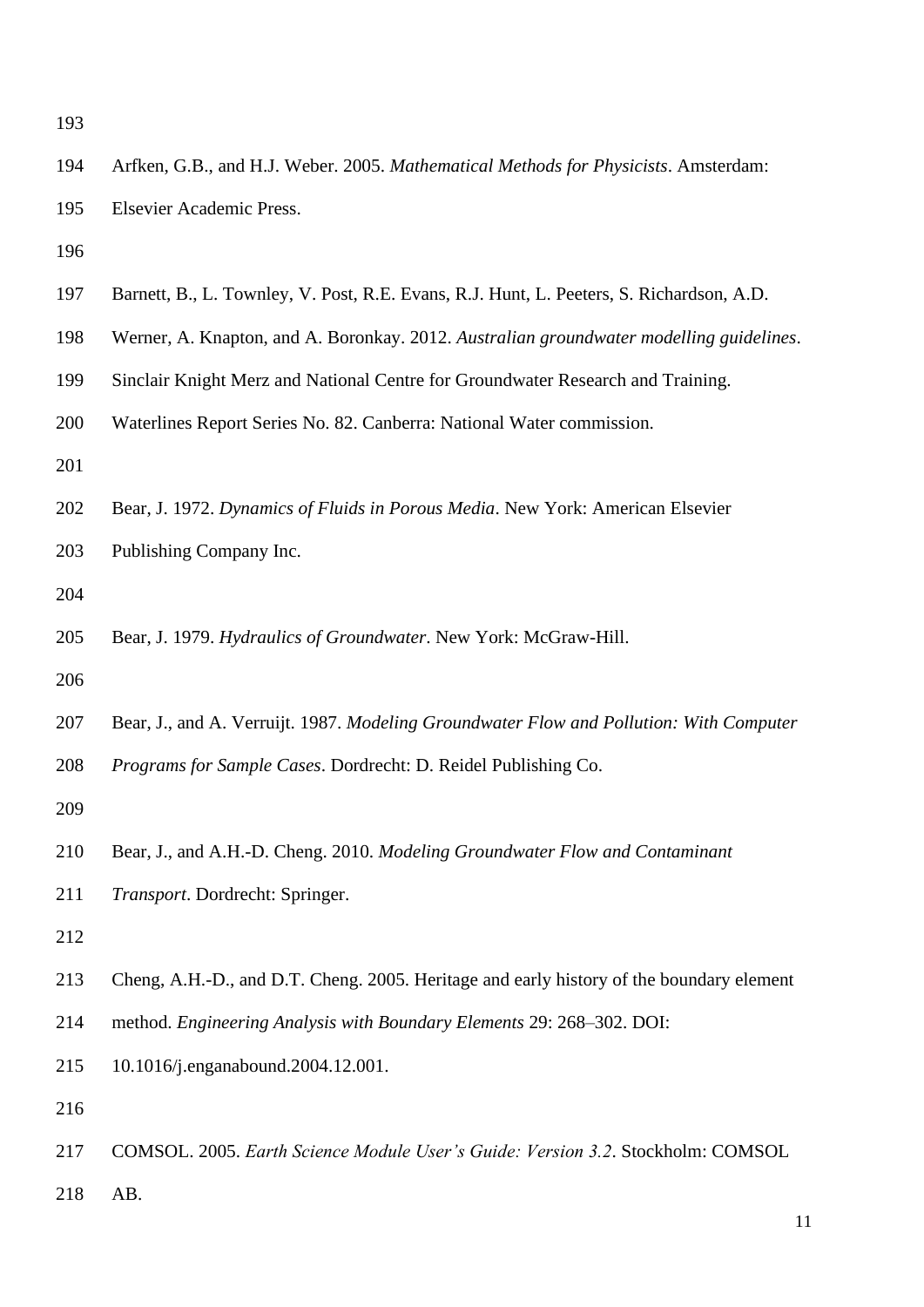Arfken, G.B., and H.J. Weber. 2005. *Mathematical Methods for Physicists*. Amsterdam: Elsevier Academic Press.

Barnett, B., L. Townley, V. Post, R.E. Evans, R.J. Hunt, L. Peeters, S. Richardson, A.D. Werner, A. Knapton, and A. Boronkay. 2012. *Australian groundwater modelling guidelines*. Sinclair Knight Merz and National Centre for Groundwater Research and Training. Waterlines Report Series No. 82. Canberra: National Water commission.

Bear, J. 1972. *Dynamics of Fluids in Porous Media*. New York: American Elsevier Publishing Company Inc.

Bear, J. 1979. *Hydraulics of Groundwater*. New York: McGraw-Hill.

Bear, J., and A. Verruijt. 1987. *Modeling Groundwater Flow and Pollution: With Computer Programs for Sample Cases*. Dordrecht: D. Reidel Publishing Co.

Bear, J., and A.H.-D. Cheng. 2010. *Modeling Groundwater Flow and Contaminant Transport*. Dordrecht: Springer.

Cheng, A.H.-D., and D.T. Cheng. 2005. Heritage and early history of the boundary element method. *Engineering Analysis with Boundary Elements* 29: 268–302. DOI: 10.1016/j.enganabound.2004.12.001.

COMSOL. 2005. *Earth Science Module User's Guide: Version 3.2*. Stockholm: COMSOL AB.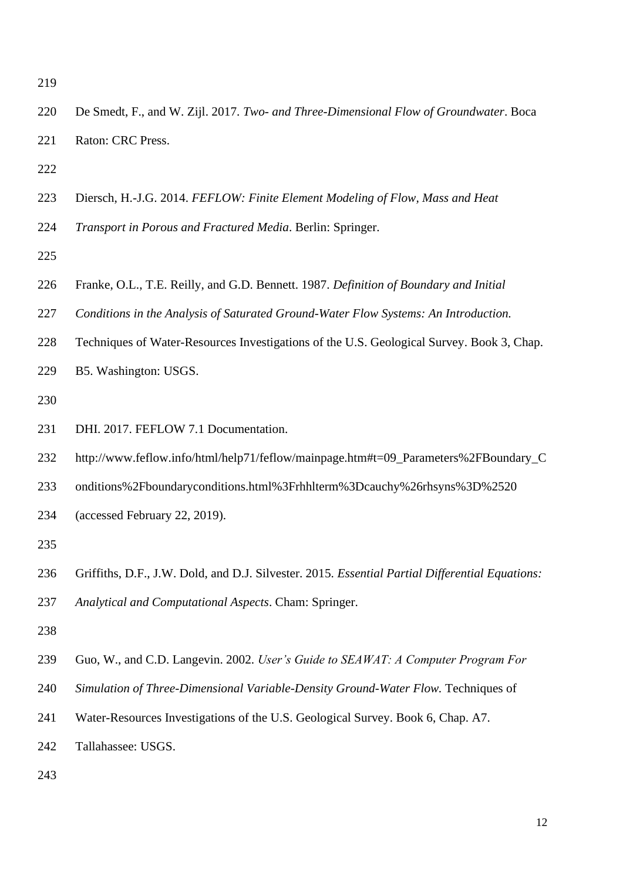De Smedt, F., and W. Zijl. 2017. *Two- and Three-Dimensional Flow of Groundwater*. Boca Raton: CRC Press.

Diersch, H.-J.G. 2014. *FEFLOW: Finite Element Modeling of Flow, Mass and Heat Transport in Porous and Fractured Media*. Berlin: Springer.

Franke, O.L., T.E. Reilly, and G.D. Bennett. 1987. *Definition of Boundary and Initial Conditions in the Analysis of Saturated Ground-Water Flow Systems: An Introduction.* Techniques of Water-Resources Investigations of the U.S. Geological Survey. Book 3, Chap. B5. Washington: USGS.

DHI. 2017. FEFLOW 7.1 Documentation. http://www.feflow.info/html/help71/feflow/mainpage.htm#t=09_Parameters%2FBoundary_Conditions%2Fboundaryconditions.html%3Frhhlterm%3Dcauchy%26rhsyns%3D%2520 (accessed February 22, 2019).

Griffiths, D.F., J.W. Dold, and D.J. Silvester. 2015. *Essential Partial Differential Equations: Analytical and Computational Aspects*. Cham: Springer.

Guo, W., and C.D. Langevin. 2002. *User's Guide to SEAWAT: A Computer Program For Simulation of Three-Dimensional Variable-Density Ground-Water Flow.* Techniques of Water-Resources Investigations of the U.S. Geological Survey. Book 6, Chap. A7. Tallahassee: USGS.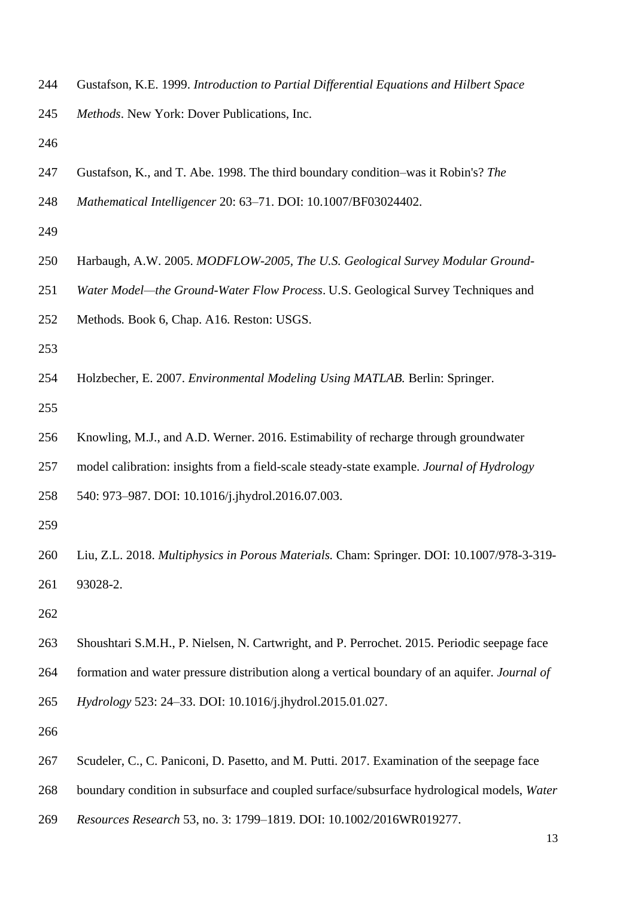Gustafson, K.E. 1999. *Introduction to Partial Differential Equations and Hilbert Space Methods*. New York: Dover Publications, Inc.

Gustafson, K., and T. Abe. 1998. The third boundary condition–was it Robin's? *The Mathematical Intelligencer* 20: 63–71. DOI: 10.1007/BF03024402.

Harbaugh, A.W. 2005. *MODFLOW-2005, The U.S. Geological Survey Modular Ground-Water Model—the Ground-Water Flow Process*. U.S. Geological Survey Techniques and Methods. Book 6, Chap. A16. Reston: USGS.

Holzbecher, E. 2007. *Environmental Modeling Using MATLAB.* Berlin: Springer.

Knowling, M.J., and A.D. Werner. 2016. Estimability of recharge through groundwater model calibration: insights from a field-scale steady-state example. *Journal of Hydrology* 540: 973–987. DOI: 10.1016/j.jhydrol.2016.07.003.

Liu, Z.L. 2018. *Multiphysics in Porous Materials.* Cham: Springer. DOI: 10.1007/978-3-319-93028-2.

Shoushtari S.M.H., P. Nielsen, N. Cartwright, and P. Perrochet. 2015. Periodic seepage face formation and water pressure distribution along a vertical boundary of an aquifer. *Journal of Hydrology* 523: 24–33. DOI: 10.1016/j.jhydrol.2015.01.027.

Scudeler, C., C. Paniconi, D. Pasetto, and M. Putti. 2017. Examination of the seepage face boundary condition in subsurface and coupled surface/subsurface hydrological models, *Water Resources Research* 53, no. 3: 1799–1819. DOI: 10.1002/2016WR019277.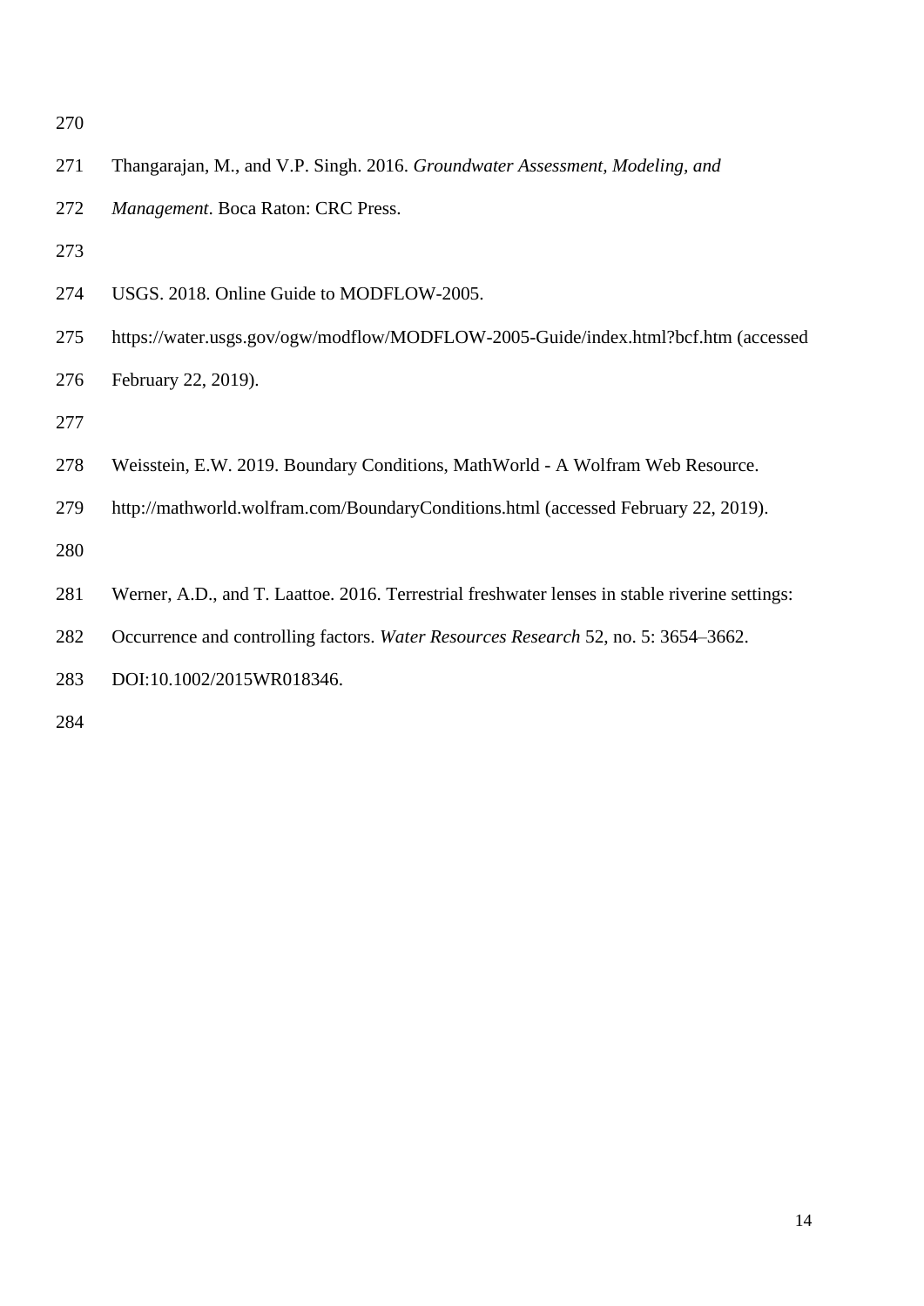Thangarajan, M., and V.P. Singh. 2016. *Groundwater Assessment, Modeling, and Management*. Boca Raton: CRC Press.

USGS. 2018. Online Guide to MODFLOW-2005. https://water.usgs.gov/ogw/modflow/MODFLOW-2005-Guide/index.html?bcf.htm (accessed February 22, 2019).

Weisstein, E.W. 2019. Boundary Conditions, MathWorld - A Wolfram Web Resource. http://mathworld.wolfram.com/BoundaryConditions.html (accessed February 22, 2019).

Werner, A.D., and T. Laattoe. 2016. Terrestrial freshwater lenses in stable riverine settings: Occurrence and controlling factors. *Water Resources Research* 52, no. 5: 3654–3662. DOI:10.1002/2015WR018346.